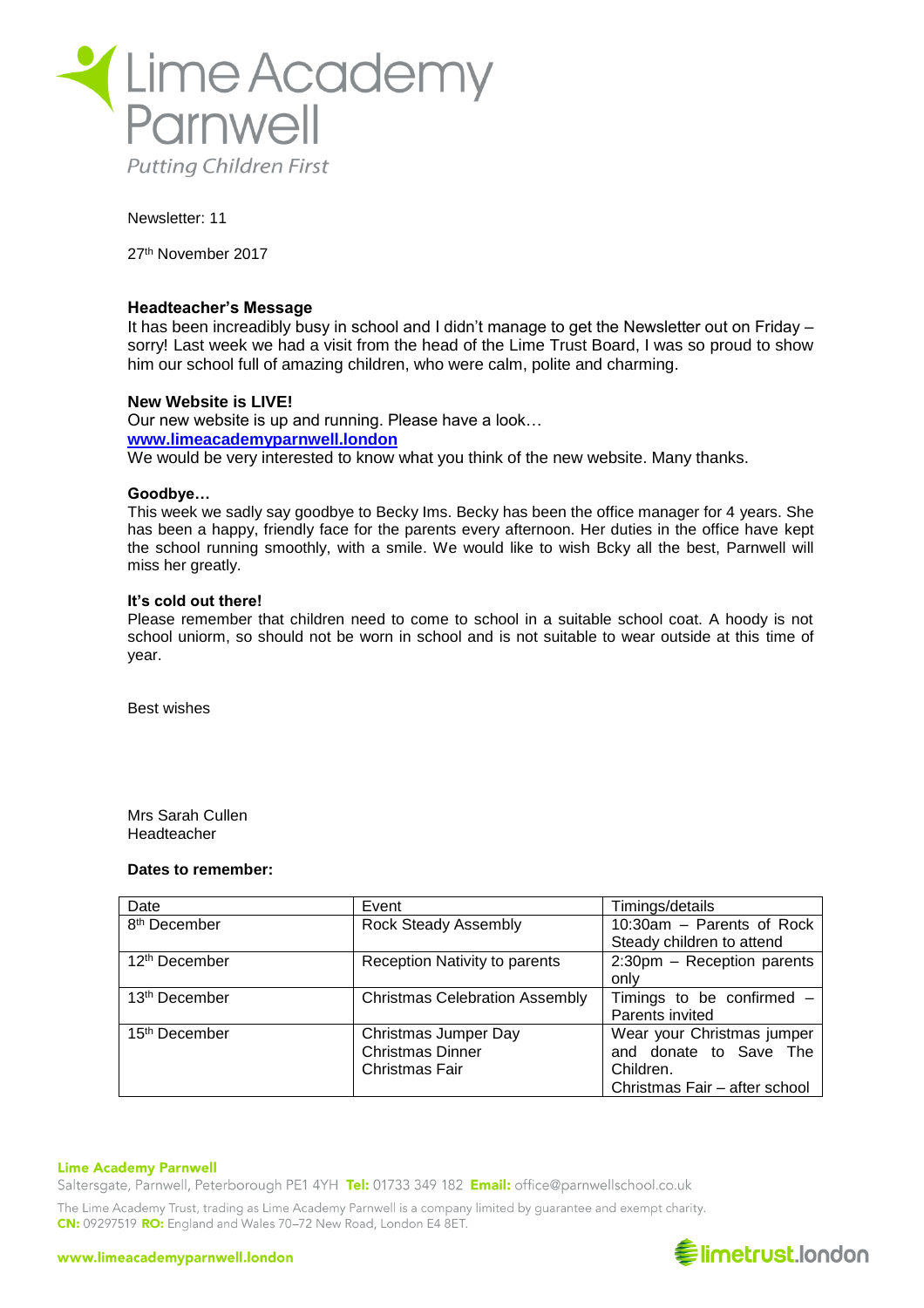Lime Academy Parnwell

*Putting Children First*

Newsletter: 11

27th November 2017

**Headteacher's Message**

It has been increadibly busy in school and I didn't manage to get the Newsletter out on Friday – sorry! Last week we had a visit from the head of the Lime Trust Board, I was so proud to show him our school full of amazing children, who were calm, polite and charming.

**New Website is LIVE!**

Our new website is up and running. Please have a look…

**www.limeacademyparnwell.london**

We would be very interested to know what you think of the new website. Many thanks.

**Goodbye…**

This week we sadly say goodbye to Becky Ims. Becky has been the office manager for 4 years. She has been a happy, friendly face for the parents every afternoon. Her duties in the office have kept the school running smoothly, with a smile. We would like to wish Bcky all the best, Parnwell will miss her greatly.

**It's cold out there!**

Please remember that children need to come to school in a suitable school coat. A hoody is not school uniorm, so should not be worn in school and is not suitable to wear outside at this time of year.

Best wishes

Mrs Sarah Cullen
Headteacher

**Dates to remember:**

| Date | Event | Timings/details |
|---|---|---|
| 8th December | Rock Steady Assembly | 10:30am – Parents of Rock Steady children to attend |
| 12th December | Reception Nativity to parents | 2:30pm – Reception parents only |
| 13th December | Christmas Celebration Assembly | Timings to be confirmed – Parents invited |
| 15th December | Christmas Jumper Day<br>Christmas Dinner<br>Christmas Fair | Wear your Christmas jumper and donate to Save The Children.<br>Christmas Fair – after school |

**Lime Academy Parnwell**

Saltersgate, Parnwell, Peterborough PE1 4YH **Tel:** 01733 349 182 **Email:** office@parnwellschool.co.uk

The Lime Academy Trust, trading as Lime Academy Parnwell is a company limited by guarantee and exempt charity.
**CN:** 09297519 **RO:** England and Wales 70–72 New Road, London E4 8ET.

www.limeacademyparnwell.london

limetrust.london